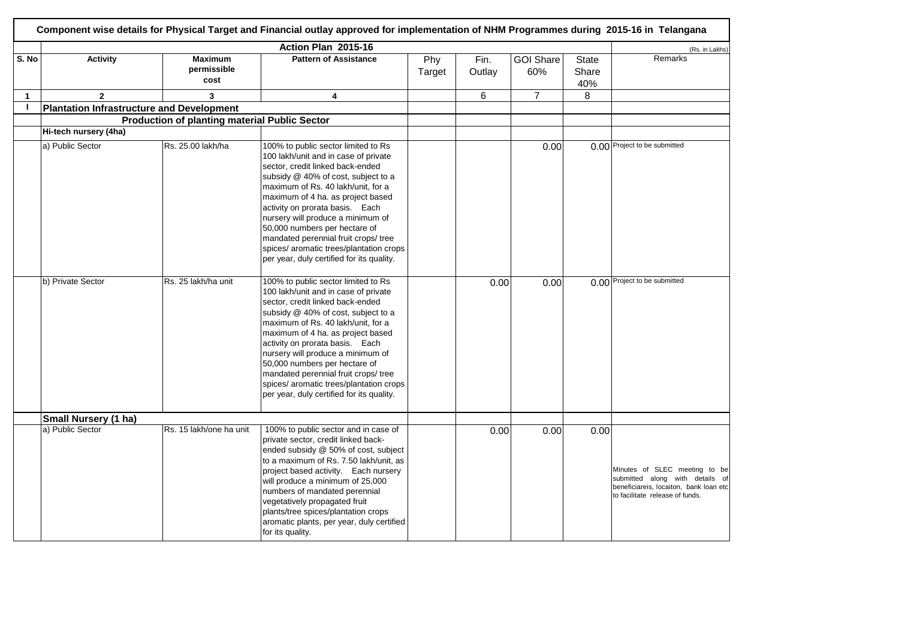# Component wise details for Physical Target and Financial outlay approved for implementation of NHM Programmes during 2015-16 in Telangana

| | Action Plan 2015-16 | | | | | | | (Rs. in Lakhs) |
|---|---|---|---|---|---|---|---|---|
| S. No | Activity | Maximum permissible cost | Pattern of Assistance | Phy Target | Fin. Outlay | GOI Share 60% | State Share 40% | Remarks |
| 1 | 2 | 3 | 4 | | 6 | 7 | 8 | |
| I | **Plantation Infrastructure and Development** | | | | | | | |
| | | **Production of planting material Public Sector** | | | | | | |
| | **Hi-tech nursery (4ha)** | | | | | | | |
| | a) Public Sector | Rs. 25.00 lakh/ha | 100% to public sector limited to Rs 100 lakh/unit and in case of private sector, credit linked back-ended subsidy @ 40% of cost, subject to a maximum of Rs. 40 lakh/unit, for a maximum of 4 ha. as project based activity on prorata basis. Each nursery will produce a minimum of 50,000 numbers per hectare of mandated perennial fruit crops/ tree spices/ aromatic trees/plantation crops per year, duly certified for its quality. | | | 0.00 | 0.00 | Project to be submitted |
| | b) Private Sector | Rs. 25 lakh/ha unit | 100% to public sector limited to Rs 100 lakh/unit and in case of private sector, credit linked back-ended subsidy @ 40% of cost, subject to a maximum of Rs. 40 lakh/unit, for a maximum of 4 ha. as project based activity on prorata basis. Each nursery will produce a minimum of 50,000 numbers per hectare of mandated perennial fruit crops/ tree spices/ aromatic trees/plantation crops per year, duly certified for its quality. | | 0.00 | 0.00 | 0.00 | Project to be submitted |
| | **Small Nursery (1 ha)** | | | | | | | |
| | a) Public Sector | Rs. 15 lakh/one ha unit | 100% to public sector and in case of private sector, credit linked back-ended subsidy @ 50% of cost, subject to a maximum of Rs. 7.50 lakh/unit, as project based activity. Each nursery will produce a minimum of 25,000 numbers of mandated perennial vegetatively propagated fruit plants/tree spices/plantation crops aromatic plants, per year, duly certified for its quality. | | 0.00 | 0.00 | 0.00 | Minutes of SLEC meeting to be submitted along with details of beneficiareis, locaiton, bank loan etc to facilitate release of funds. |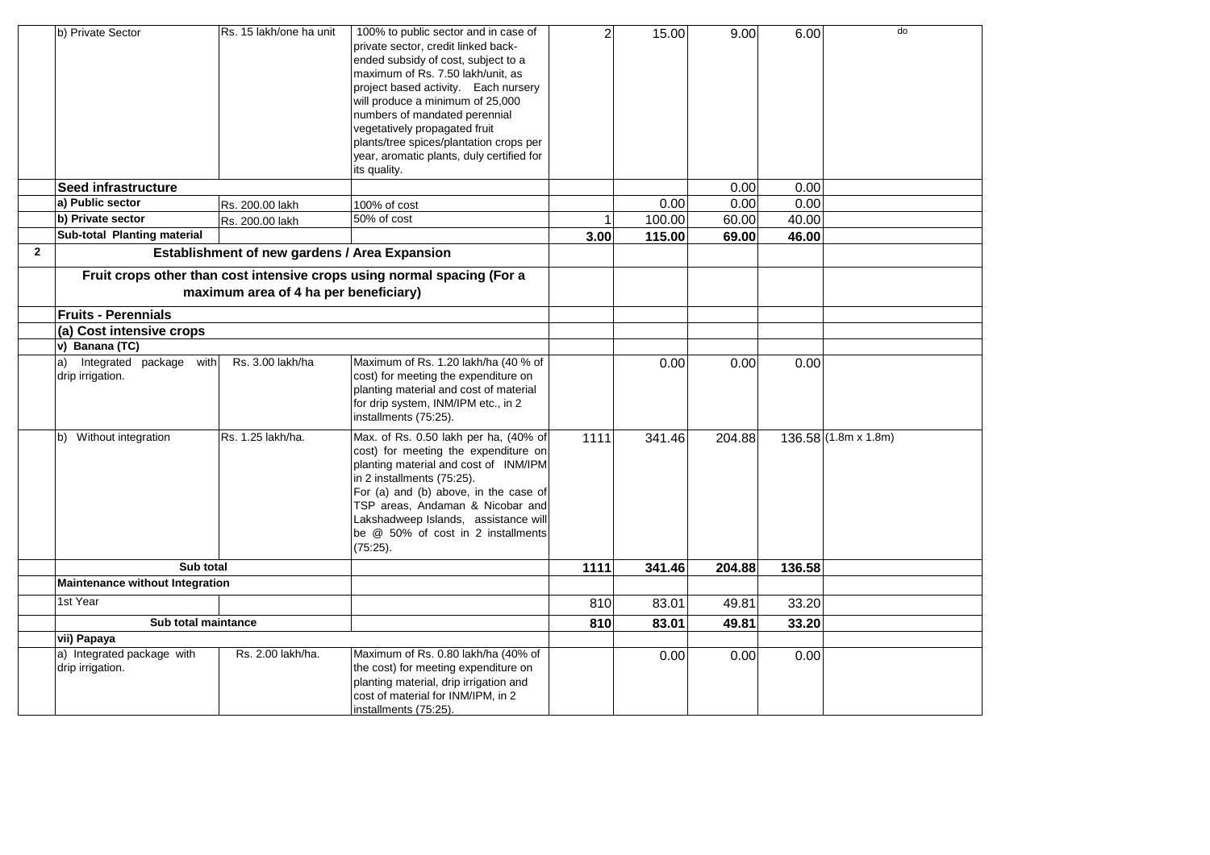| | | | | | | | | |
|---|---|---|---|---|---|---|---|---|
| | b) Private Sector | Rs. 15 lakh/one ha unit | 100% to public sector and in case of private sector, credit linked back-ended subsidy of cost, subject to a maximum of Rs. 7.50 lakh/unit, as project based activity. Each nursery will produce a minimum of 25,000 numbers of mandated perennial vegetatively propagated fruit plants/tree spices/plantation crops per year, aromatic plants, duly certified for its quality. | 2 | 15.00 | 9.00 | 6.00 | do |
| | **Seed infrastructure** | | | | | 0.00 | 0.00 | |
| | **a) Public sector** | Rs. 200.00 lakh | 100% of cost | | 0.00 | 0.00 | 0.00 | |
| | **b) Private sector** | Rs. 200.00 lakh | 50% of cost | 1 | 100.00 | 60.00 | 40.00 | |
| | **Sub-total Planting material** | | | **3.00** | **115.00** | **69.00** | **46.00** | |
| **2** | **Establishment of new gardens / Area Expansion** | | | | | | | |
| | **Fruit crops other than cost intensive crops using normal spacing (For a maximum area of 4 ha per beneficiary)** | | | | | | | |
| | **Fruits - Perennials** | | | | | | | |
| | **(a) Cost intensive crops** | | | | | | | |
| | **v) Banana (TC)** | | | | | | | |
| | a) Integrated package with drip irrigation. | Rs. 3.00 lakh/ha | Maximum of Rs. 1.20 lakh/ha (40 % of cost) for meeting the expenditure on planting material and cost of material for drip system, INM/IPM etc., in 2 installments (75:25). | | 0.00 | 0.00 | 0.00 | |
| | b) Without integration | Rs. 1.25 lakh/ha. | Max. of Rs. 0.50 lakh per ha, (40% of cost) for meeting the expenditure on planting material and cost of INM/IPM in 2 installments (75:25). For (a) and (b) above, in the case of TSP areas, Andaman & Nicobar and Lakshadweep Islands, assistance will be @ 50% of cost in 2 installments (75:25). | 1111 | 341.46 | 204.88 | 136.58 | (1.8m x 1.8m) |
| | **Sub total** | | | **1111** | **341.46** | **204.88** | **136.58** | |
| | **Maintenance without Integration** | | | | | | | |
| | 1st Year | | | 810 | 83.01 | 49.81 | 33.20 | |
| | **Sub total maintance** | | | **810** | **83.01** | **49.81** | **33.20** | |
| | **vii) Papaya** | | | | | | | |
| | a) Integrated package with drip irrigation. | Rs. 2.00 lakh/ha. | Maximum of Rs. 0.80 lakh/ha (40% of the cost) for meeting expenditure on planting material, drip irrigation and cost of material for INM/IPM, in 2 installments (75:25). | | 0.00 | 0.00 | 0.00 | |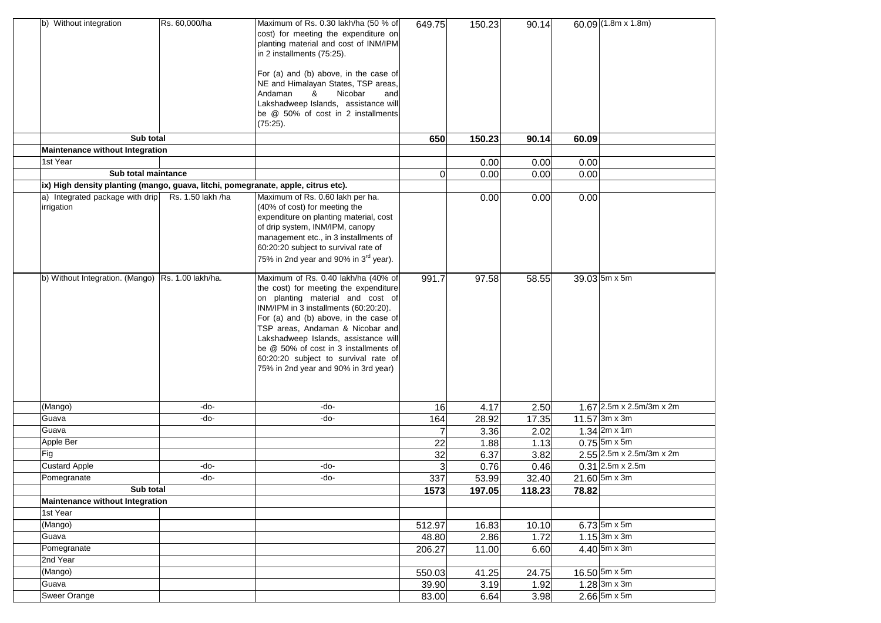| | | | | | | | | |
|---|---|---|---|---|---|---|---|---|
| | b) Without integration | Rs. 60,000/ha | Maximum of Rs. 0.30 lakh/ha (50 % of cost) for meeting the expenditure on planting material and cost of INM/IPM in 2 installments (75:25).<br><br>For (a) and (b) above, in the case of NE and Himalayan States, TSP areas, Andaman & Nicobar and Lakshadweep Islands, assistance will be @ 50% of cost in 2 installments (75:25). | 649.75 | 150.23 | 90.14 | 60.09 | (1.8m x 1.8m) |
| | **Sub total** | | | **650** | **150.23** | **90.14** | **60.09** | |
| | **Maintenance without Integration** | | | | | | | |
| | 1st Year | | | | 0.00 | 0.00 | 0.00 | |
| | **Sub total maintance** | | | 0 | 0.00 | 0.00 | 0.00 | |
| | **ix) High density planting (mango, guava, litchi, pomegranate, apple, citrus etc).** | | | | | | | |
| | a) Integrated package with drip irrigation | Rs. 1.50 lakh /ha | Maximum of Rs. 0.60 lakh per ha. (40% of cost) for meeting the expenditure on planting material, cost of drip system, INM/IPM, canopy management etc., in 3 installments of 60:20:20 subject to survival rate of 75% in 2nd year and 90% in 3rd year). | | 0.00 | 0.00 | 0.00 | |
| | b) Without Integration. (Mango) | Rs. 1.00 lakh/ha. | Maximum of Rs. 0.40 lakh/ha (40% of the cost) for meeting the expenditure on planting material and cost of INM/IPM in 3 installments (60:20:20). For (a) and (b) above, in the case of TSP areas, Andaman & Nicobar and Lakshadweep Islands, assistance will be @ 50% of cost in 3 installments of 60:20:20 subject to survival rate of 75% in 2nd year and 90% in 3rd year) | 991.7 | 97.58 | 58.55 | 39.03 | 5m x 5m |
| | (Mango) | -do- | -do- | 16 | 4.17 | 2.50 | 1.67 | 2.5m x 2.5m/3m x 2m |
| | Guava | -do- | -do- | 164 | 28.92 | 17.35 | 11.57 | 3m x 3m |
| | Guava | | | 7 | 3.36 | 2.02 | 1.34 | 2m x 1m |
| | Apple Ber | | | 22 | 1.88 | 1.13 | 0.75 | 5m x 5m |
| | Fig | | | 32 | 6.37 | 3.82 | 2.55 | 2.5m x 2.5m/3m x 2m |
| | Custard Apple | -do- | -do- | 3 | 0.76 | 0.46 | 0.31 | 2.5m x 2.5m |
| | Pomegranate | -do- | -do- | 337 | 53.99 | 32.40 | 21.60 | 5m x 3m |
| | **Sub total** | | | **1573** | **197.05** | **118.23** | **78.82** | |
| | **Maintenance without Integration** | | | | | | | |
| | 1st Year | | | | | | | |
| | (Mango) | | | 512.97 | 16.83 | 10.10 | 6.73 | 5m x 5m |
| | Guava | | | 48.80 | 2.86 | 1.72 | 1.15 | 3m x 3m |
| | Pomegranate | | | 206.27 | 11.00 | 6.60 | 4.40 | 5m x 3m |
| | 2nd Year | | | | | | | |
| | (Mango) | | | 550.03 | 41.25 | 24.75 | 16.50 | 5m x 5m |
| | Guava | | | 39.90 | 3.19 | 1.92 | 1.28 | 3m x 3m |
| | Sweer Orange | | | 83.00 | 6.64 | 3.98 | 2.66 | 5m x 5m |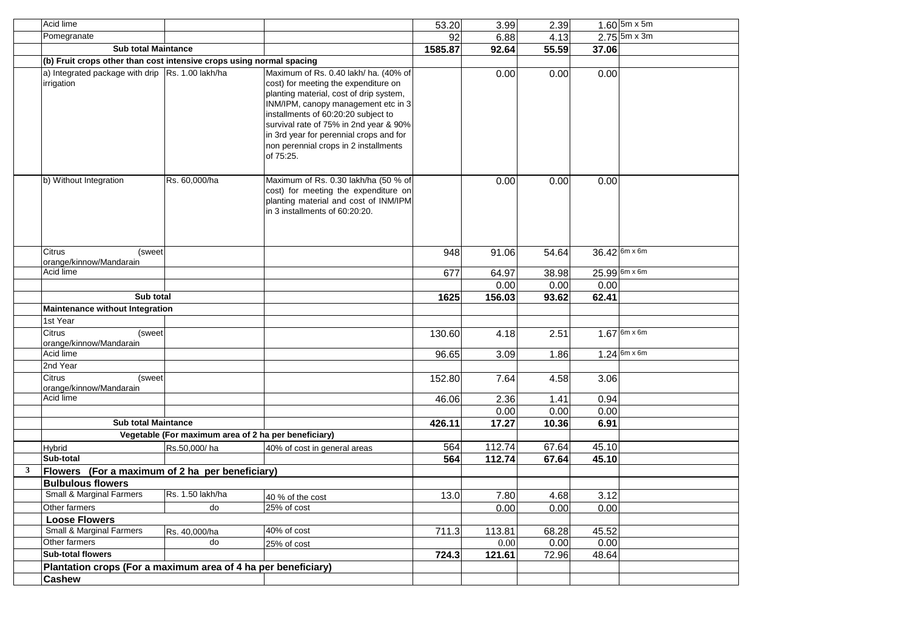| | | | | | | | | |
|---|---|---|---|---|---|---|---|---|
| | Acid lime | | | 53.20 | 3.99 | 2.39 | 1.60 | 5m x 5m |
| | Pomegranate | | | 92 | 6.88 | 4.13 | 2.75 | 5m x 3m |
| | **Sub total Maintance** | | | **1585.87** | **92.64** | **55.59** | **37.06** | |
| | **(b) Fruit crops other than cost intensive crops using normal spacing** | | | | | | | |
| | a) Integrated package with drip irrigation | Rs. 1.00 lakh/ha | Maximum of Rs. 0.40 lakh/ ha. (40% of cost) for meeting the expenditure on planting material, cost of drip system, INM/IPM, canopy management etc in 3 installments of 60:20:20 subject to survival rate of 75% in 2nd year & 90% in 3rd year for perennial crops and for non perennial crops in 2 installments of 75:25. | | 0.00 | 0.00 | 0.00 | |
| | b) Without Integration | Rs. 60,000/ha | Maximum of Rs. 0.30 lakh/ha (50 % of cost) for meeting the expenditure on planting material and cost of INM/IPM in 3 installments of 60:20:20. | | 0.00 | 0.00 | 0.00 | |
| | Citrus (sweet orange/kinnow/Mandarain | | | 948 | 91.06 | 54.64 | 36.42 | 6m x 6m |
| | Acid lime | | | 677 | 64.97 | 38.98 | 25.99 | 6m x 6m |
| | | | | | 0.00 | 0.00 | 0.00 | |
| | **Sub total** | | | **1625** | **156.03** | **93.62** | **62.41** | |
| | **Maintenance without Integration** | | | | | | | |
| | 1st Year | | | | | | | |
| | Citrus (sweet orange/kinnow/Mandarain | | | 130.60 | 4.18 | 2.51 | 1.67 | 6m x 6m |
| | Acid lime | | | 96.65 | 3.09 | 1.86 | 1.24 | 6m x 6m |
| | 2nd Year | | | | | | | |
| | Citrus (sweet orange/kinnow/Mandarain | | | 152.80 | 7.64 | 4.58 | 3.06 | |
| | Acid lime | | | 46.06 | 2.36 | 1.41 | 0.94 | |
| | | | | | 0.00 | 0.00 | 0.00 | |
| | **Sub total Maintance** | | | **426.11** | **17.27** | **10.36** | **6.91** | |
| | **Vegetable (For maximum area of 2 ha per beneficiary)** | | | | | | | |
| | Hybrid | Rs.50,000/ ha | 40% of cost in general areas | 564 | 112.74 | 67.64 | 45.10 | |
| | **Sub-total** | | | **564** | **112.74** | **67.64** | **45.10** | |
| **3** | **Flowers (For a maximum of 2 ha per beneficiary)** | | | | | | | |
| | **Bulbulous flowers** | | | | | | | |
| | Small & Marginal Farmers | Rs. 1.50 lakh/ha | 40 % of the cost | 13.0 | 7.80 | 4.68 | 3.12 | |
| | Other farmers | do | 25% of cost | | 0.00 | 0.00 | 0.00 | |
| | **Loose Flowers** | | | | | | | |
| | Small & Marginal Farmers | Rs. 40,000/ha | 40% of cost | 711.3 | 113.81 | 68.28 | 45.52 | |
| | Other farmers | do | 25% of cost | | 0.00 | 0.00 | 0.00 | |
| | **Sub-total flowers** | | | **724.3** | **121.61** | 72.96 | 48.64 | |
| | **Plantation crops (For a maximum area of 4 ha per beneficiary)** | | | | | | | |
| | **Cashew** | | | | | | | |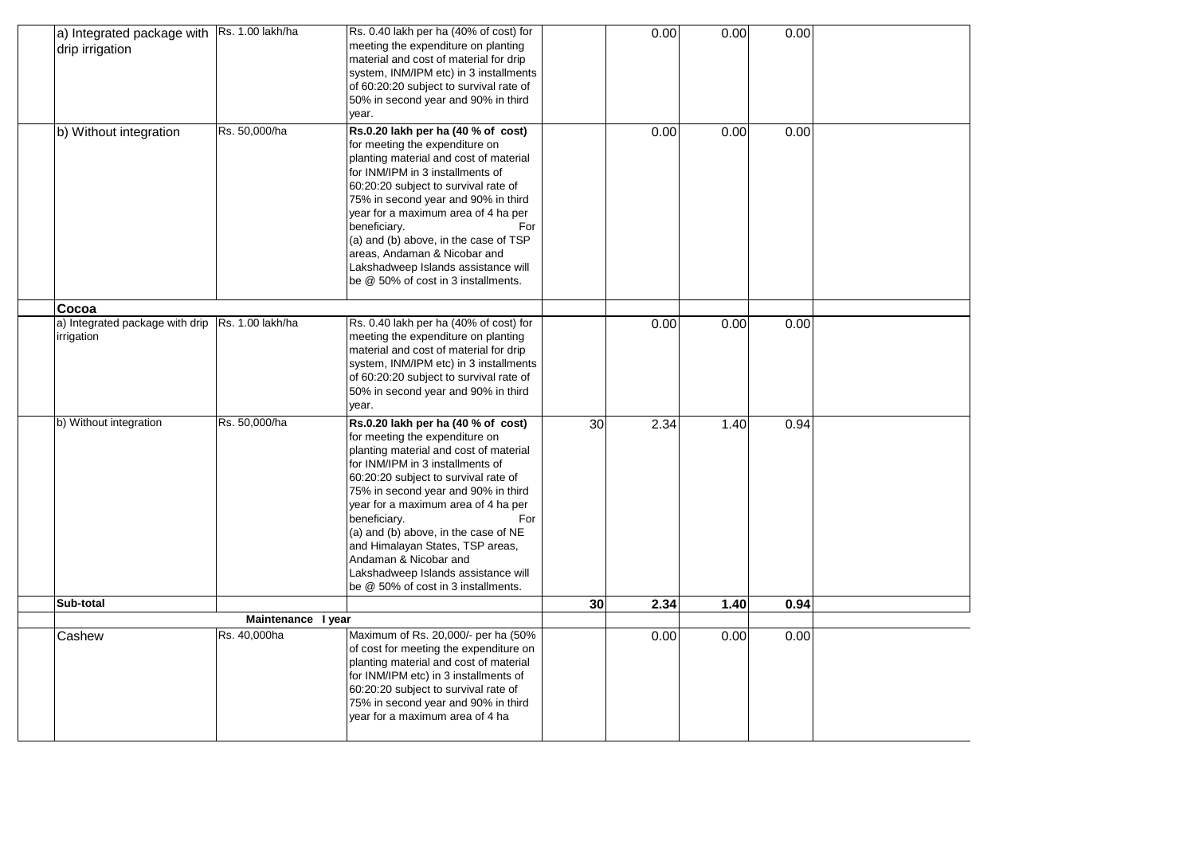| | | | | | | | |
|---|---|---|---|---|---|---|---|
| a) Integrated package with drip irrigation | Rs. 1.00 lakh/ha | Rs. 0.40 lakh per ha (40% of cost) for meeting the expenditure on planting material and cost of material for drip system, INM/IPM etc) in 3 installments of 60:20:20 subject to survival rate of 50% in second year and 90% in third year. | | 0.00 | 0.00 | 0.00 | |
| b) Without integration | Rs. 50,000/ha | **Rs.0.20 lakh per ha (40 % of cost)** for meeting the expenditure on planting material and cost of material for INM/IPM in 3 installments of 60:20:20 subject to survival rate of 75% in second year and 90% in third year for a maximum area of 4 ha per beneficiary. For (a) and (b) above, in the case of TSP areas, Andaman & Nicobar and Lakshadweep Islands assistance will be @ 50% of cost in 3 installments. | | 0.00 | 0.00 | 0.00 | |
| **Cocoa** | | | | | | | |
| a) Integrated package with drip irrigation | Rs. 1.00 lakh/ha | Rs. 0.40 lakh per ha (40% of cost) for meeting the expenditure on planting material and cost of material for drip system, INM/IPM etc) in 3 installments of 60:20:20 subject to survival rate of 50% in second year and 90% in third year. | | 0.00 | 0.00 | 0.00 | |
| b) Without integration | Rs. 50,000/ha | **Rs.0.20 lakh per ha (40 % of cost)** for meeting the expenditure on planting material and cost of material for INM/IPM in 3 installments of 60:20:20 subject to survival rate of 75% in second year and 90% in third year for a maximum area of 4 ha per beneficiary. For (a) and (b) above, in the case of NE and Himalayan States, TSP areas, Andaman & Nicobar and Lakshadweep Islands assistance will be @ 50% of cost in 3 installments. | 30 | 2.34 | 1.40 | 0.94 | |
| **Sub-total** | | | **30** | **2.34** | **1.40** | **0.94** | |
| | **Maintenance I year** | | | | | | |
| Cashew | Rs. 40,000ha | Maximum of Rs. 20,000/- per ha (50% of cost for meeting the expenditure on planting material and cost of material for INM/IPM etc) in 3 installments of 60:20:20 subject to survival rate of 75% in second year and 90% in third year for a maximum area of 4 ha | | 0.00 | 0.00 | 0.00 | |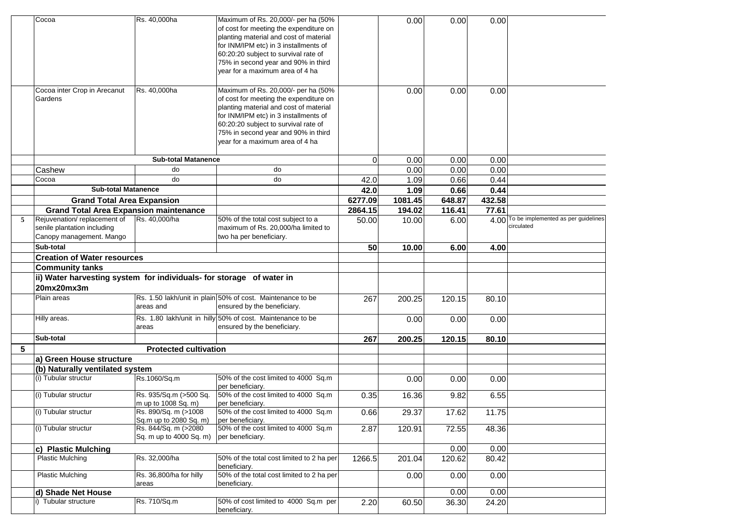| | | | | | | | | |
|---|---|---|---|---|---|---|---|---|
| | Cocoa | Rs. 40,000ha | Maximum of Rs. 20,000/- per ha (50% of cost for meeting the expenditure on planting material and cost of material for INM/IPM etc) in 3 installments of 60:20:20 subject to survival rate of 75% in second year and 90% in third year for a maximum area of 4 ha | | 0.00 | 0.00 | 0.00 | |
| | Cocoa inter Crop in Arecanut Gardens | Rs. 40,000ha | Maximum of Rs. 20,000/- per ha (50% of cost for meeting the expenditure on planting material and cost of material for INM/IPM etc) in 3 installments of 60:20:20 subject to survival rate of 75% in second year and 90% in third year for a maximum area of 4 ha | | 0.00 | 0.00 | 0.00 | |
| | **Sub-total Matanence** | | | 0 | 0.00 | 0.00 | 0.00 | |
| | Cashew | do | do | | 0.00 | 0.00 | 0.00 | |
| | Cocoa | do | do | 42.0 | 1.09 | 0.66 | 0.44 | |
| | **Sub-total Matanence** | | | **42.0** | **1.09** | **0.66** | **0.44** | |
| | **Grand Total Area Expansion** | | | **6277.09** | **1081.45** | **648.87** | **432.58** | |
| | **Grand Total Area Expansion maintenance** | | | **2864.15** | **194.02** | **116.41** | **77.61** | |
| 5 | Rejuvenation/ replacement of senile plantation including Canopy management. Mango | Rs. 40,000/ha | 50% of the total cost subject to a maximum of Rs. 20,000/ha limited to two ha per beneficiary. | 50.00 | 10.00 | 6.00 | 4.00 | To be implemented as per guidelines circulated |
| | **Sub-total** | | | **50** | **10.00** | **6.00** | **4.00** | |
| | **Creation of Water resources** | | | | | | | |
| | **Community tanks** | | | | | | | |
| | **ii) Water harvesting system for individuals- for storage of water in 20mx20mx3m** | | | | | | | |
| | Plain areas | Rs. 1.50 lakh/unit in plain areas and | 50% of cost. Maintenance to be ensured by the beneficiary. | 267 | 200.25 | 120.15 | 80.10 | |
| | Hilly areas. | Rs. 1.80 lakh/unit in hilly areas | 50% of cost. Maintenance to be ensured by the beneficiary. | | 0.00 | 0.00 | 0.00 | |
| | **Sub-total** | | | **267** | **200.25** | **120.15** | **80.10** | |
| **5** | **Protected cultivation** | | | | | | | |
| | **a) Green House structure** | | | | | | | |
| | **(b) Naturally ventilated system** | | | | | | | |
| | (i) Tubular structur | Rs.1060/Sq.m | 50% of the cost limited to 4000 Sq.m per beneficiary. | | 0.00 | 0.00 | 0.00 | |
| | (i) Tubular structur | Rs. 935/Sq.m (>500 Sq. m up to 1008 Sq. m) | 50% of the cost limited to 4000 Sq.m per beneficiary. | 0.35 | 16.36 | 9.82 | 6.55 | |
| | (i) Tubular structur | Rs. 890/Sq. m (>1008 Sq.m up to 2080 Sq. m) | 50% of the cost limited to 4000 Sq.m per beneficiary. | 0.66 | 29.37 | 17.62 | 11.75 | |
| | (i) Tubular structur | Rs. 844/Sq. m (>2080 Sq. m up to 4000 Sq. m) | 50% of the cost limited to 4000 Sq.m per beneficiary. | 2.87 | 120.91 | 72.55 | 48.36 | |
| | **c) Plastic Mulching** | | | | | 0.00 | 0.00 | |
| | Plastic Mulching | Rs. 32,000/ha | 50% of the total cost limited to 2 ha per beneficiary. | 1266.5 | 201.04 | 120.62 | 80.42 | |
| | Plastic Mulching | Rs. 36,800/ha for hilly areas | 50% of the total cost limited to 2 ha per beneficiary. | | 0.00 | 0.00 | 0.00 | |
| | **d) Shade Net House** | | | | | 0.00 | 0.00 | |
| | i) Tubular structure | Rs. 710/Sq.m | 50% of cost limited to 4000 Sq.m per beneficiary. | 2.20 | 60.50 | 36.30 | 24.20 | |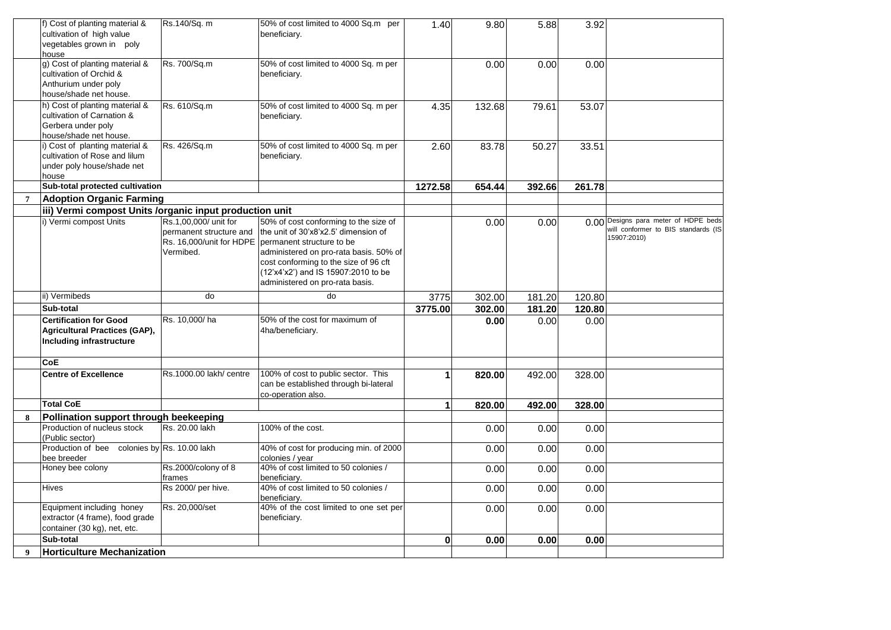| | | | | | | | | |
|---|---|---|---|---|---|---|---|---|
| | f) Cost of planting material & cultivation of high value vegetables grown in poly house | Rs.140/Sq. m | 50% of cost limited to 4000 Sq.m per beneficiary. | 1.40 | 9.80 | 5.88 | 3.92 | |
| | g) Cost of planting material & cultivation of Orchid & Anthurium under poly house/shade net house. | Rs. 700/Sq.m | 50% of cost limited to 4000 Sq. m per beneficiary. | | 0.00 | 0.00 | 0.00 | |
| | h) Cost of planting material & cultivation of Carnation & Gerbera under poly house/shade net house. | Rs. 610/Sq.m | 50% of cost limited to 4000 Sq. m per beneficiary. | 4.35 | 132.68 | 79.61 | 53.07 | |
| | i) Cost of planting material & cultivation of Rose and lilum under poly house/shade net house | Rs. 426/Sq.m | 50% of cost limited to 4000 Sq. m per beneficiary. | 2.60 | 83.78 | 50.27 | 33.51 | |
| | **Sub-total protected cultivation** | | | **1272.58** | **654.44** | **392.66** | **261.78** | |
| **7** | **Adoption Organic Farming** | | | | | | | |
| | **iii) Vermi compost Units /organic input production unit** | | | | | | | |
| | i) Vermi compost Units | Rs.1,00,000/ unit for permanent structure and Rs. 16,000/unit for HDPE Vermibed. | 50% of cost conforming to the size of the unit of 30'x8'x2.5' dimension of permanent structure to be administered on pro-rata basis. 50% of cost conforming to the size of 96 cft (12'x4'x2') and IS 15907:2010 to be administered on pro-rata basis. | | 0.00 | 0.00 | 0.00 | Designs para meter of HDPE beds will conformer to BIS standards (IS 15907:2010) |
| | ii) Vermibeds | do | do | 3775 | 302.00 | 181.20 | 120.80 | |
| | **Sub-total** | | | **3775.00** | **302.00** | **181.20** | **120.80** | |
| | **Certification for Good Agricultural Practices (GAP), Including infrastructure** | Rs. 10,000/ ha | 50% of the cost for maximum of 4ha/beneficiary. | | **0.00** | 0.00 | 0.00 | |
| | **CoE** | | | | | | | |
| | **Centre of Excellence** | Rs.1000.00 lakh/ centre | 100% of cost to public sector. This can be established through bi-lateral co-operation also. | **1** | **820.00** | 492.00 | 328.00 | |
| | **Total CoE** | | | **1** | **820.00** | **492.00** | **328.00** | |
| **8** | **Pollination support through beekeeping** | | | | | | | |
| | Production of nucleus stock (Public sector) | Rs. 20.00 lakh | 100% of the cost. | | 0.00 | 0.00 | 0.00 | |
| | Production of bee colonies by bee breeder | Rs. 10.00 lakh | 40% of cost for producing min. of 2000 colonies / year | | 0.00 | 0.00 | 0.00 | |
| | Honey bee colony | Rs.2000/colony of 8 frames | 40% of cost limited to 50 colonies / beneficiary. | | 0.00 | 0.00 | 0.00 | |
| | Hives | Rs 2000/ per hive. | 40% of cost limited to 50 colonies / beneficiary. | | 0.00 | 0.00 | 0.00 | |
| | Equipment including honey extractor (4 frame), food grade container (30 kg), net, etc. | Rs. 20,000/set | 40% of the cost limited to one set per beneficiary. | | 0.00 | 0.00 | 0.00 | |
| | **Sub-total** | | | **0** | **0.00** | **0.00** | **0.00** | |
| **9** | **Horticulture Mechanization** | | | | | | | |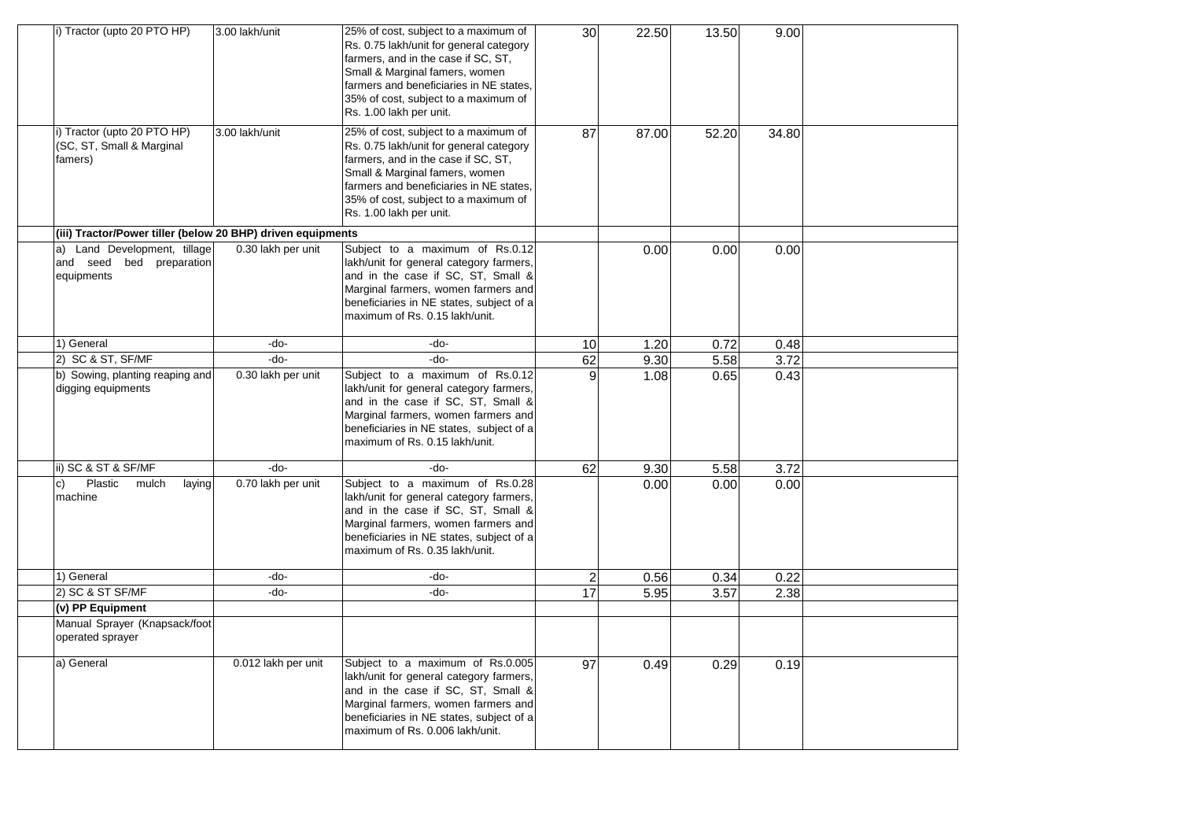| | | | | | | | |
|---|---|---|---|---|---|---|---|
| i) Tractor (upto 20 PTO HP) | 3.00 lakh/unit | 25% of cost, subject to a maximum of Rs. 0.75 lakh/unit for general category farmers, and in the case if SC, ST, Small & Marginal famers, women farmers and beneficiaries in NE states, 35% of cost, subject to a maximum of Rs. 1.00 lakh per unit. | 30 | 22.50 | 13.50 | 9.00 | |
| i) Tractor (upto 20 PTO HP) (SC, ST, Small & Marginal famers) | 3.00 lakh/unit | 25% of cost, subject to a maximum of Rs. 0.75 lakh/unit for general category farmers, and in the case if SC, ST, Small & Marginal famers, women farmers and beneficiaries in NE states, 35% of cost, subject to a maximum of Rs. 1.00 lakh per unit. | 87 | 87.00 | 52.20 | 34.80 | |
| **(iii) Tractor/Power tiller (below 20 BHP) driven equipments** | | | | | | | |
| a) Land Development, tillage and seed bed preparation equipments | 0.30 lakh per unit | Subject to a maximum of Rs.0.12 lakh/unit for general category farmers, and in the case if SC, ST, Small & Marginal farmers, women farmers and beneficiaries in NE states, subject of a maximum of Rs. 0.15 lakh/unit. | | 0.00 | 0.00 | 0.00 | |
| 1) General | -do- | -do- | 10 | 1.20 | 0.72 | 0.48 | |
| 2) SC & ST, SF/MF | -do- | -do- | 62 | 9.30 | 5.58 | 3.72 | |
| b) Sowing, planting reaping and digging equipments | 0.30 lakh per unit | Subject to a maximum of Rs.0.12 lakh/unit for general category farmers, and in the case if SC, ST, Small & Marginal farmers, women farmers and beneficiaries in NE states, subject of a maximum of Rs. 0.15 lakh/unit. | 9 | 1.08 | 0.65 | 0.43 | |
| ii) SC & ST & SF/MF | -do- | -do- | 62 | 9.30 | 5.58 | 3.72 | |
| c) Plastic mulch laying machine | 0.70 lakh per unit | Subject to a maximum of Rs.0.28 lakh/unit for general category farmers, and in the case if SC, ST, Small & Marginal farmers, women farmers and beneficiaries in NE states, subject of a maximum of Rs. 0.35 lakh/unit. | | 0.00 | 0.00 | 0.00 | |
| 1) General | -do- | -do- | 2 | 0.56 | 0.34 | 0.22 | |
| 2) SC & ST SF/MF | -do- | -do- | 17 | 5.95 | 3.57 | 2.38 | |
| **(v) PP Equipment** | | | | | | | |
| Manual Sprayer (Knapsack/foot operated sprayer | | | | | | | |
| a) General | 0.012 lakh per unit | Subject to a maximum of Rs.0.005 lakh/unit for general category farmers, and in the case if SC, ST, Small & Marginal farmers, women farmers and beneficiaries in NE states, subject of a maximum of Rs. 0.006 lakh/unit. | 97 | 0.49 | 0.29 | 0.19 | |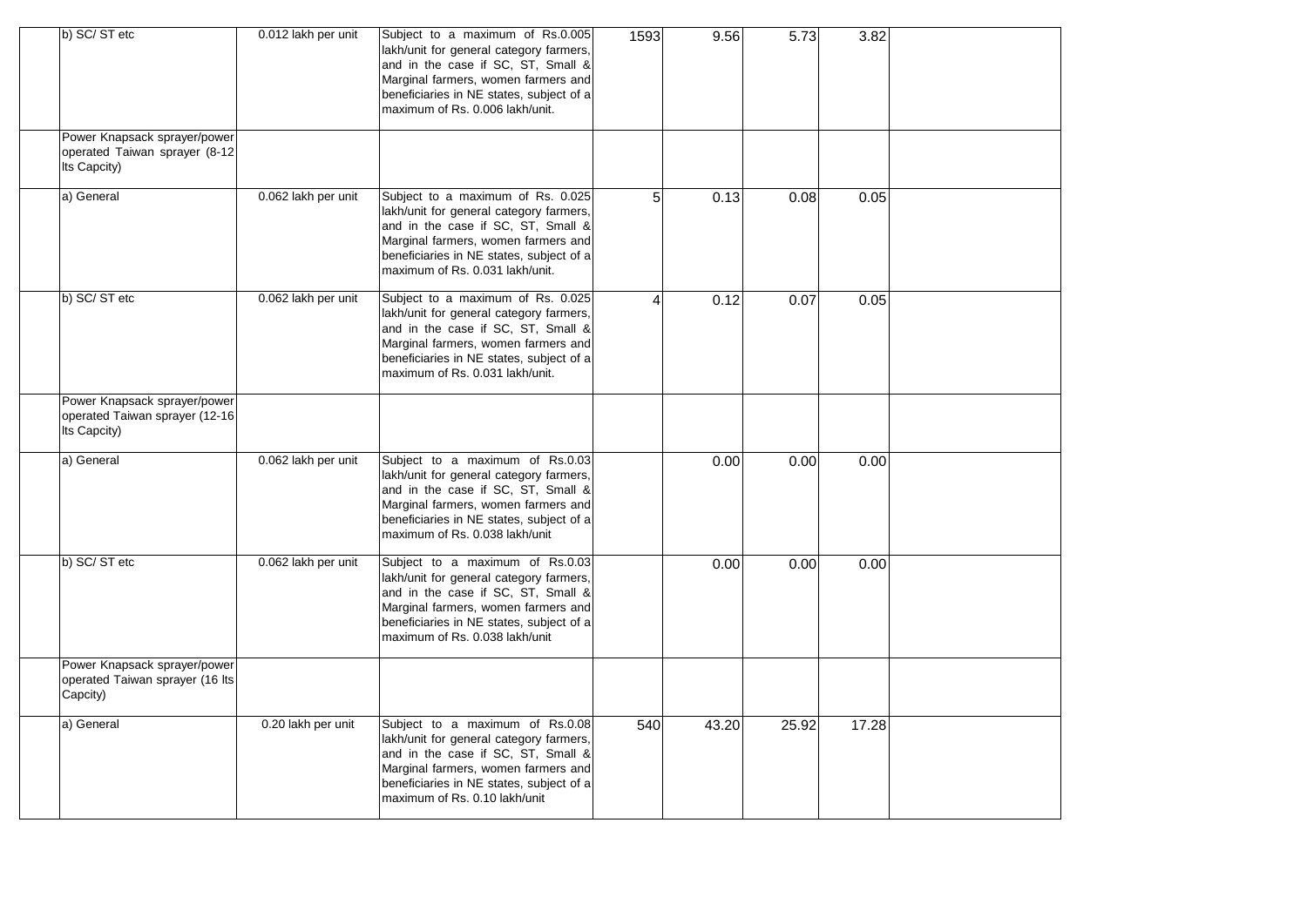| | | | | | | | | |
|---|---|---|---|---|---|---|---|---|
| | b) SC/ ST etc | 0.012 lakh per unit | Subject to a maximum of Rs.0.005 lakh/unit for general category farmers, and in the case if SC, ST, Small & Marginal farmers, women farmers and beneficiaries in NE states, subject of a maximum of Rs. 0.006 lakh/unit. | 1593 | 9.56 | 5.73 | 3.82 | |
| | Power Knapsack sprayer/power operated Taiwan sprayer (8-12 lts Capcity) | | | | | | | |
| | a) General | 0.062 lakh per unit | Subject to a maximum of Rs. 0.025 lakh/unit for general category farmers, and in the case if SC, ST, Small & Marginal farmers, women farmers and beneficiaries in NE states, subject of a maximum of Rs. 0.031 lakh/unit. | 5 | 0.13 | 0.08 | 0.05 | |
| | b) SC/ ST etc | 0.062 lakh per unit | Subject to a maximum of Rs. 0.025 lakh/unit for general category farmers, and in the case if SC, ST, Small & Marginal farmers, women farmers and beneficiaries in NE states, subject of a maximum of Rs. 0.031 lakh/unit. | 4 | 0.12 | 0.07 | 0.05 | |
| | Power Knapsack sprayer/power operated Taiwan sprayer (12-16 lts Capcity) | | | | | | | |
| | a) General | 0.062 lakh per unit | Subject to a maximum of Rs.0.03 lakh/unit for general category farmers, and in the case if SC, ST, Small & Marginal farmers, women farmers and beneficiaries in NE states, subject of a maximum of Rs. 0.038 lakh/unit | | 0.00 | 0.00 | 0.00 | |
| | b) SC/ ST etc | 0.062 lakh per unit | Subject to a maximum of Rs.0.03 lakh/unit for general category farmers, and in the case if SC, ST, Small & Marginal farmers, women farmers and beneficiaries in NE states, subject of a maximum of Rs. 0.038 lakh/unit | | 0.00 | 0.00 | 0.00 | |
| | Power Knapsack sprayer/power operated Taiwan sprayer (16 lts Capcity) | | | | | | | |
| | a) General | 0.20 lakh per unit | Subject to a maximum of Rs.0.08 lakh/unit for general category farmers, and in the case if SC, ST, Small & Marginal farmers, women farmers and beneficiaries in NE states, subject of a maximum of Rs. 0.10 lakh/unit | 540 | 43.20 | 25.92 | 17.28 | |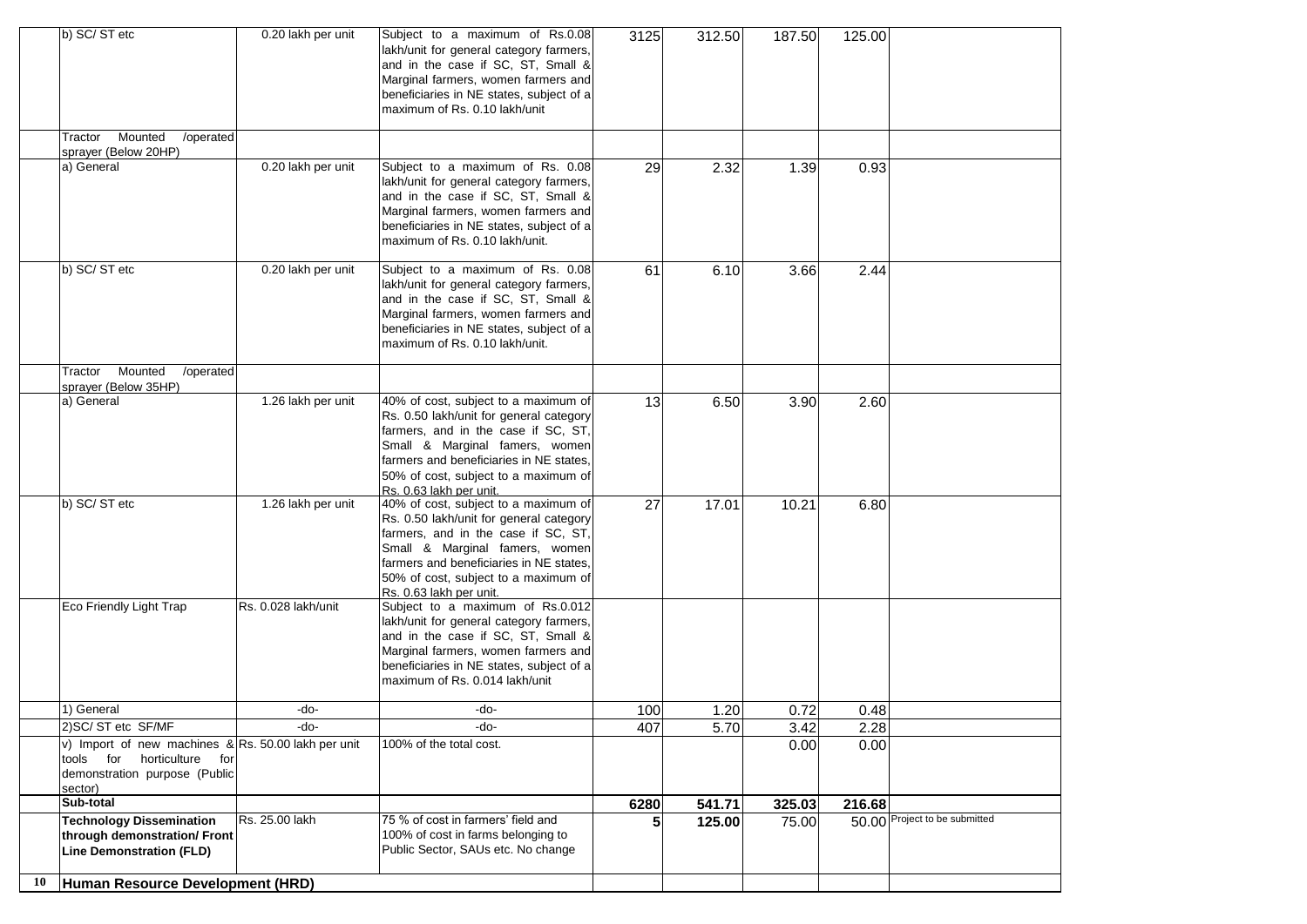| | | | | | | | | |
|---|---|---|---|---|---|---|---|---|
| | b) SC/ ST etc | 0.20 lakh per unit | Subject to a maximum of Rs.0.08 lakh/unit for general category farmers, and in the case if SC, ST, Small & Marginal farmers, women farmers and beneficiaries in NE states, subject of a maximum of Rs. 0.10 lakh/unit | 3125 | 312.50 | 187.50 | 125.00 | |
| | Tractor Mounted /operated sprayer (Below 20HP) | | | | | | | |
| | a) General | 0.20 lakh per unit | Subject to a maximum of Rs. 0.08 lakh/unit for general category farmers, and in the case if SC, ST, Small & Marginal farmers, women farmers and beneficiaries in NE states, subject of a maximum of Rs. 0.10 lakh/unit. | 29 | 2.32 | 1.39 | 0.93 | |
| | b) SC/ ST etc | 0.20 lakh per unit | Subject to a maximum of Rs. 0.08 lakh/unit for general category farmers, and in the case if SC, ST, Small & Marginal farmers, women farmers and beneficiaries in NE states, subject of a maximum of Rs. 0.10 lakh/unit. | 61 | 6.10 | 3.66 | 2.44 | |
| | Tractor Mounted /operated sprayer (Below 35HP) | | | | | | | |
| | a) General | 1.26 lakh per unit | 40% of cost, subject to a maximum of Rs. 0.50 lakh/unit for general category farmers, and in the case if SC, ST, Small & Marginal famers, women farmers and beneficiaries in NE states, 50% of cost, subject to a maximum of Rs. 0.63 lakh per unit. | 13 | 6.50 | 3.90 | 2.60 | |
| | b) SC/ ST etc | 1.26 lakh per unit | 40% of cost, subject to a maximum of Rs. 0.50 lakh/unit for general category farmers, and in the case if SC, ST, Small & Marginal famers, women farmers and beneficiaries in NE states, 50% of cost, subject to a maximum of Rs. 0.63 lakh per unit. | 27 | 17.01 | 10.21 | 6.80 | |
| | Eco Friendly Light Trap | Rs. 0.028 lakh/unit | Subject to a maximum of Rs.0.012 lakh/unit for general category farmers, and in the case if SC, ST, Small & Marginal farmers, women farmers and beneficiaries in NE states, subject of a maximum of Rs. 0.014 lakh/unit | | | | | |
| | 1) General | -do- | -do- | 100 | 1.20 | 0.72 | 0.48 | |
| | 2)SC/ ST etc SF/MF | -do- | -do- | 407 | 5.70 | 3.42 | 2.28 | |
| | v) Import of new machines & tools for horticulture for demonstration purpose (Public sector) | Rs. 50.00 lakh per unit | 100% of the total cost. | | | 0.00 | 0.00 | |
| | **Sub-total** | | | **6280** | **541.71** | **325.03** | **216.68** | |
| | **Technology Dissemination through demonstration/ Front Line Demonstration (FLD)** | Rs. 25.00 lakh | 75 % of cost in farmers' field and 100% of cost in farms belonging to Public Sector, SAUs etc. No change | **5** | **125.00** | 75.00 | 50.00 | Project to be submitted |
| **10** | **Human Resource Development (HRD)** | | | | | | | |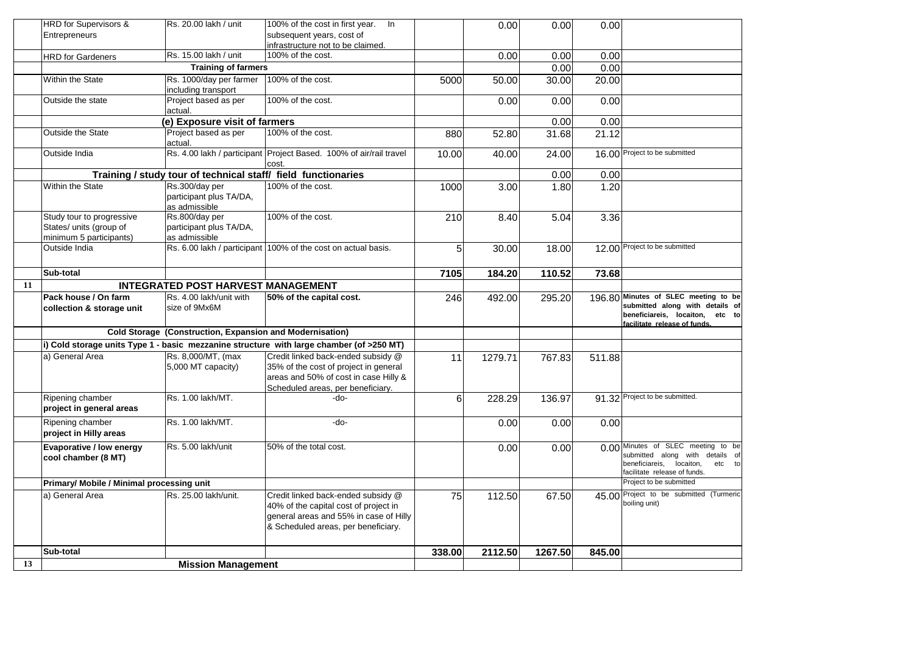| | | | | | | | | |
|---|---|---|---|---|---|---|---|---|
| | HRD for Supervisors & Entrepreneurs | Rs. 20.00 lakh / unit | 100% of the cost in first year. In subsequent years, cost of infrastructure not to be claimed. | | 0.00 | 0.00 | 0.00 | |
| | HRD for Gardeners | Rs. 15.00 lakh / unit | 100% of the cost. | | 0.00 | 0.00 | 0.00 | |
| | | **Training of farmers** | | | | 0.00 | 0.00 | |
| | Within the State | Rs. 1000/day per farmer including transport | 100% of the cost. | 5000 | 50.00 | 30.00 | 20.00 | |
| | Outside the state | Project based as per actual. | 100% of the cost. | | 0.00 | 0.00 | 0.00 | |
| | | **(e) Exposure visit of farmers** | | | | 0.00 | 0.00 | |
| | Outside the State | Project based as per actual. | 100% of the cost. | 880 | 52.80 | 31.68 | 21.12 | |
| | Outside India | Rs. 4.00 lakh / participant | Project Based. 100% of air/rail travel cost. | 10.00 | 40.00 | 24.00 | 16.00 | Project to be submitted |
| | **Training / study tour of technical staff/ field functionaries** | | | | | 0.00 | 0.00 | |
| | Within the State | Rs.300/day per participant plus TA/DA, as admissible | 100% of the cost. | 1000 | 3.00 | 1.80 | 1.20 | |
| | Study tour to progressive States/ units (group of minimum 5 participants) | Rs.800/day per participant plus TA/DA, as admissible | 100% of the cost. | 210 | 8.40 | 5.04 | 3.36 | |
| | Outside India | Rs. 6.00 lakh / participant | 100% of the cost on actual basis. | 5 | 30.00 | 18.00 | 12.00 | Project to be submitted |
| | **Sub-total** | | | **7105** | **184.20** | **110.52** | **73.68** | |
| **11** | **INTEGRATED POST HARVEST MANAGEMENT** | | | | | | | |
| | **Pack house / On farm collection & storage unit** | Rs. 4.00 lakh/unit with size of 9Mx6M | **50% of the capital cost.** | 246 | 492.00 | 295.20 | 196.80 | **Minutes of SLEC meeting to be submitted along with details of beneficiareis, locaiton, etc to facilitate release of funds.** |
| | **Cold Storage (Construction, Expansion and Modernisation)** | | | | | | | |
| | **i) Cold storage units Type 1 - basic mezzanine structure with large chamber (of >250 MT)** | | | | | | | |
| | a) General Area | Rs. 8,000/MT, (max 5,000 MT capacity) | Credit linked back-ended subsidy @ 35% of the cost of project in general areas and 50% of cost in case Hilly & Scheduled areas, per beneficiary. | 11 | 1279.71 | 767.83 | 511.88 | |
| | Ripening chamber **project in general areas** | Rs. 1.00 lakh/MT. | -do- | 6 | 228.29 | 136.97 | 91.32 | Project to be submitted. |
| | Ripening chamber **project in Hilly areas** | Rs. 1.00 lakh/MT. | -do- | | 0.00 | 0.00 | 0.00 | |
| | **Evaporative / low energy cool chamber (8 MT)** | Rs. 5.00 lakh/unit | 50% of the total cost. | | 0.00 | 0.00 | 0.00 | Minutes of SLEC meeting to be submitted along with details of beneficiareis, locaiton, etc to facilitate release of funds. |
| | **Primary/ Mobile / Minimal processing unit** | | | | | | | Project to be submitted |
| | a) General Area | Rs. 25.00 lakh/unit. | Credit linked back-ended subsidy @ 40% of the capital cost of project in general areas and 55% in case of Hilly & Scheduled areas, per beneficiary. | 75 | 112.50 | 67.50 | 45.00 | Project to be submitted (Turmeric boiling unit) |
| | **Sub-total** | | | **338.00** | **2112.50** | **1267.50** | **845.00** | |
| **13** | **Mission Management** | | | | | | | |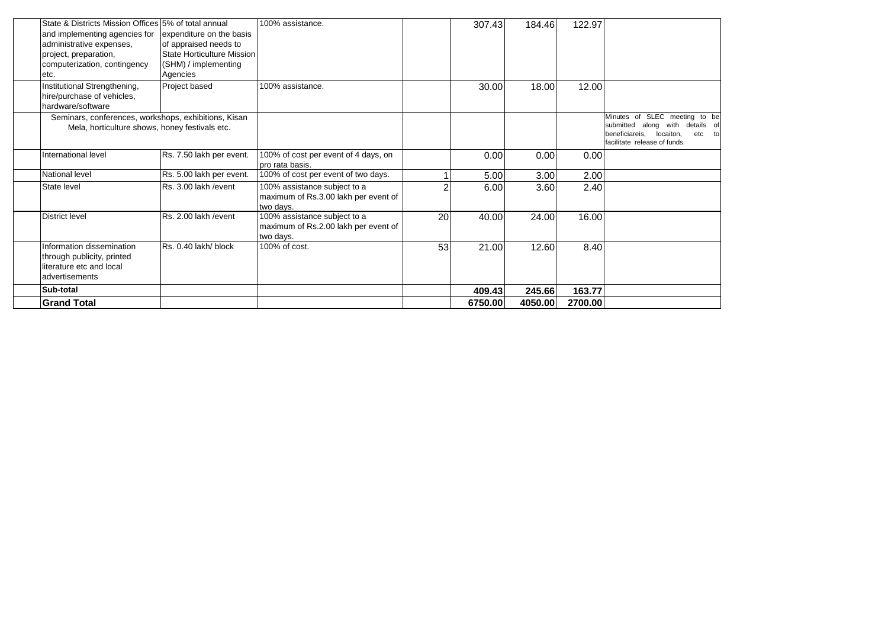| | | | | | | | | |
|---|---|---|---|---|---|---|---|---|
| | State & Districts Mission Offices and implementing agencies for administrative expenses, project, preparation, computerization, contingency etc. | 5% of total annual expenditure on the basis of appraised needs to State Horticulture Mission (SHM) / implementing Agencies | 100% assistance. | | 307.43 | 184.46 | 122.97 | |
| | Institutional Strengthening, hire/purchase of vehicles, hardware/software | Project based | 100% assistance. | | 30.00 | 18.00 | 12.00 | |
| | Seminars, conferences, workshops, exhibitions, Kisan Mela, horticulture shows, honey festivals etc. | | | | | | | Minutes of SLEC meeting to be submitted along with details of beneficiareis, locaiton, etc to facilitate release of funds. |
| | International level | Rs. 7.50 lakh per event. | 100% of cost per event of 4 days, on pro rata basis. | | 0.00 | 0.00 | 0.00 | |
| | National level | Rs. 5.00 lakh per event. | 100% of cost per event of two days. | 1 | 5.00 | 3.00 | 2.00 | |
| | State level | Rs. 3.00 lakh /event | 100% assistance subject to a maximum of Rs.3.00 lakh per event of two days. | 2 | 6.00 | 3.60 | 2.40 | |
| | District level | Rs. 2.00 lakh /event | 100% assistance subject to a maximum of Rs.2.00 lakh per event of two days. | 20 | 40.00 | 24.00 | 16.00 | |
| | Information dissemination through publicity, printed literature etc and local advertisements | Rs. 0.40 lakh/ block | 100% of cost. | 53 | 21.00 | 12.60 | 8.40 | |
| | **Sub-total** | | | | **409.43** | **245.66** | **163.77** | |
| | **Grand Total** | | | | **6750.00** | **4050.00** | **2700.00** | |